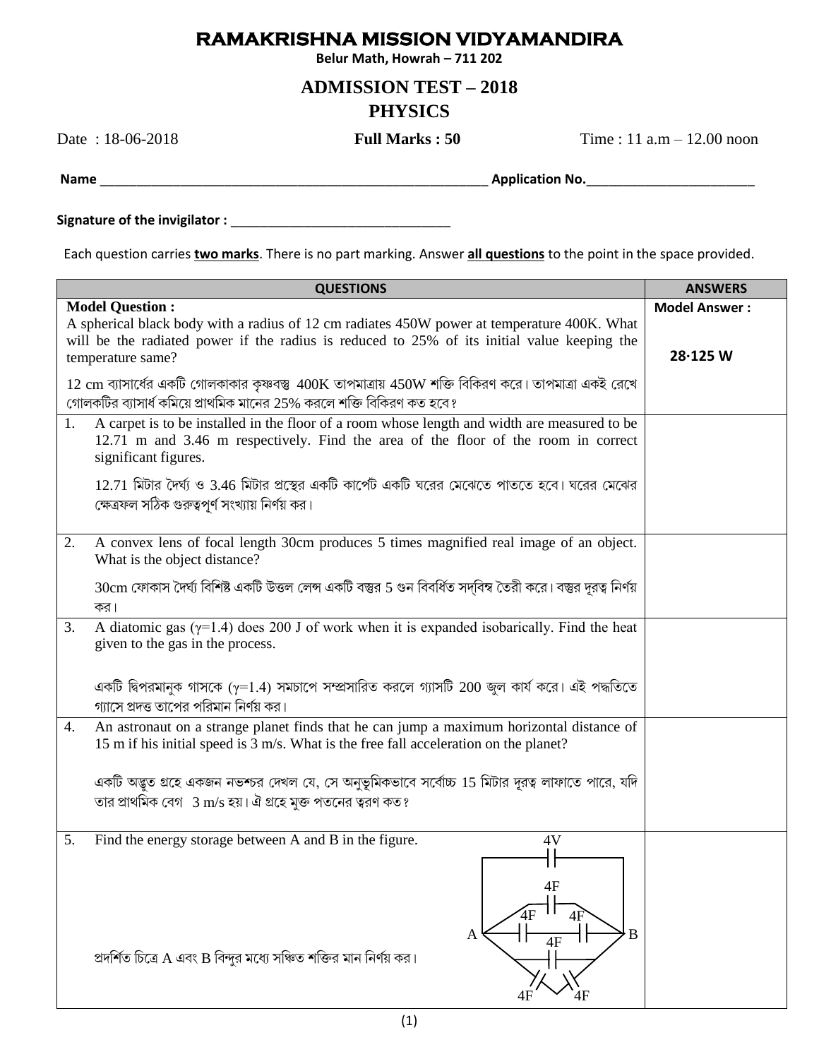# RAMAKRISHNA MISSION VIDYAMANDIRA

**Belur Math, Howrah – 711 202**

## ADMISSION TEST – 2018

## PHYSICS

Date : 18-06-2018 **Full Marks : 50** Time : 11 a.m – 12.00 noon

**Name** ______________________________ **Application No.**______________________

**Signature of the invigilator :** ______________________

Each question carries **two marks**. There is no part marking. Answer **all questions** to the point in the space provided.

| QUESTIONS | ANSWERS |
|---|---|
| **Model Question :** A spherical black body with a radius of 12 cm radiates 450W power at temperature 400K. What will be the radiated power if the radius is reduced to 25% of its initial value keeping the temperature same? 12 cm ব্যাসার্ধের একটি গোলকাকার কৃষ্ণবস্তু 400K তাপমাত্রায় 450W শক্তি বিকিরণ করে। তাপমাত্রা একই রেখে গোলকটির ব্যাসার্ধ কমিয়ে প্রাথমিক মানের 25% করলে শক্তি বিকিরণ কত হবে? | **Model Answer :** **28·125 W** |
| 1. A carpet is to be installed in the floor of a room whose length and width are measured to be 12.71 m and 3.46 m respectively. Find the area of the floor of the room in correct significant figures. 12.71 মিটার দৈর্ঘ্য ও 3.46 মিটার প্রস্থের একটি কার্পেট একটি ঘরের মেঝেতে পাততে হবে। ঘরের মেঝের ক্ষেত্রফল সঠিক গুরুত্বপূর্ণ সংখ্যায় নির্ণয় কর। | |
| 2. A convex lens of focal length 30cm produces 5 times magnified real image of an object. What is the object distance? 30cm ফোকাস দৈর্ঘ্য বিশিষ্ট একটি উত্তল লেন্স একটি বস্তুর 5 গুন বিবর্ধিত সদ্‌বিম্ব তৈরী করে। বস্তুর দূরত্ব নির্ণয় কর। | |
| 3. A diatomic gas ($\gamma$=1.4) does 200 J of work when it is expanded isobarically. Find the heat given to the gas in the process. একটি দ্বিপরমানুক গাসকে ($\gamma$=1.4) সমচাপে সম্প্রসারিত করলে গ্যাসটি 200 জুল কার্য করে। এই পদ্ধতিতে গ্যাসে প্রদত্ত তাপের পরিমান নির্ণয় কর। | |
| 4. An astronaut on a strange planet finds that he can jump a maximum horizontal distance of 15 m if his initial speed is 3 m/s. What is the free fall acceleration on the planet? একটি অদ্ভুত গ্রহে একজন নভশ্চর দেখল যে, সে অনুভূমিকভাবে সর্বোচ্চ 15 মিটার দূরত্ব লাফাতে পারে, যদি তার প্রাথমিক বেগ 3 m/s হয়। ঐ গ্রহে মুক্ত পতনের ত্বরণ কত? | |
| 5. Find the energy storage between A and B in the figure. (Figure: capacitor network between A and B with a 4V source and capacitors labelled 4F) প্রদর্শিত চিত্রে A এবং B বিন্দুর মধ্যে সঞ্চিত শক্তির মান নির্ণয় কর। | |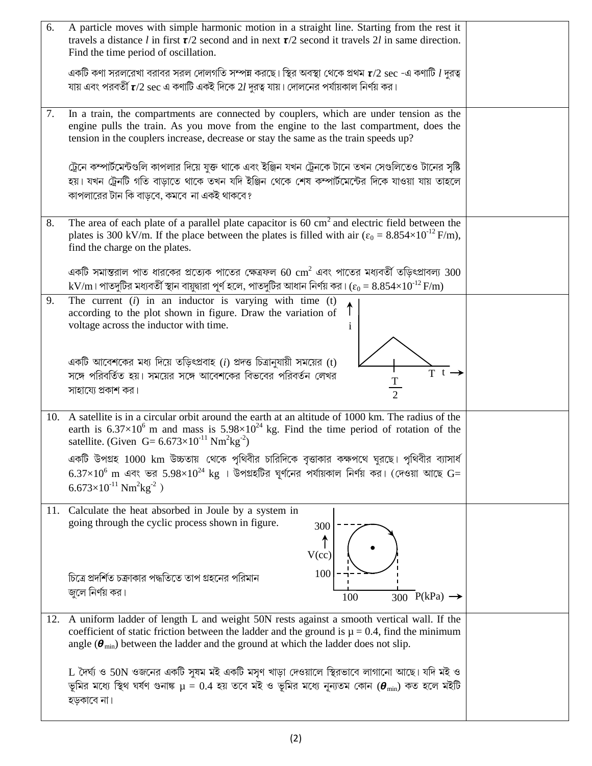| | | |
|---|---|---|
| 6. | A particle moves with simple harmonic motion in a straight line. Starting from the rest it travels a distance $l$ in first $\tau/2$ second and in next $\tau/2$ second it travels $2l$ in same direction. Find the time period of oscillation.<br><br>একটি কণা সরলরেখা বরাবর সরল দোলগতি সম্পন্ন করছে। স্থির অবস্থা থেকে প্রথম $\tau/2$ sec -এ কণাটি $l$ দুরত্ব যায় এবং পরবর্তী $\tau/2$ sec এ কণাটি একই দিকে $2l$ দুরত্ব যায়। দোলনের পর্যায়কাল নির্ণয় কর। | |
| 7. | In a train, the compartments are connected by couplers, which are under tension as the engine pulls the train. As you move from the engine to the last compartment, does the tension in the couplers increase, decrease or stay the same as the train speeds up?<br><br>ট্রেনে কম্পার্টমেন্টগুলি কাপলার দিয়ে যুক্ত থাকে এবং ইঞ্জিন যখন ট্রেনকে টানে তখন সেগুলিতেও টানের সৃষ্টি হয়। যখন ট্রেনটি গতি বাড়াতে থাকে তখন যদি ইঞ্জিন থেকে শেষ কম্পার্টমেন্টের দিকে যাওয়া যায় তাহলে কাপলারের টান কি বাড়বে, কমবে না একই থাকবে? | |
| 8. | The area of each plate of a parallel plate capacitor is 60 $cm^2$ and electric field between the plates is 300 kV/m. If the place between the plates is filled with air ($\varepsilon_0$ = 8.854×$10^{-12}$ F/m), find the charge on the plates.<br><br>একটি সমান্তরাল পাত ধারকের প্রত্যেক পাতের ক্ষেত্রফল 60 $cm^2$ এবং পাতের মধ্যবর্তী তড়িৎপ্রাবল্য 300 kV/m। পাতদুটির মধ্যবর্তী স্থান বায়ুদ্বারা পূর্ণ হলে, পাতদুটির আধান নির্ণয় কর। ($\varepsilon_0$ = 8.854×$10^{-12}$ F/m) | |
| 9. | The current ($i$) in an inductor is varying with time (t) according to the plot shown in figure. Draw the variation of voltage across the inductor with time.<br><br>একটি আবেশকের মধ্য দিয়ে তড়িৎপ্রবাহ ($i$) প্রদত্ত চিত্রানুযায়ী সময়ের (t) সঙ্গে পরিবর্তিত হয়। সময়ের সঙ্গে আবেশকের বিভবের পরিবর্তন লেখর সাহায্যে প্রকাশ কর। | |
| 10. | A satellite is in a circular orbit around the earth at an altitude of 1000 km. The radius of the earth is 6.37×$10^6$ m and mass is 5.98×$10^{24}$ kg. Find the time period of rotation of the satellite. (Given G= 6.673×$10^{-11}$ $Nm^2kg^{-2}$)<br><br>একটি উপগ্রহ 1000 km উচ্চতায় থেকে পৃথিবীর চারিদিকে বৃত্তাকার কক্ষপথে ঘুরছে। পৃথিবীর ব্যাসার্ধ 6.37×$10^6$ m এবং ভর 5.98×$10^{24}$ kg । উপগ্রহটির ঘূর্ণনের পর্যায়কাল নির্ণয় কর। (দেওয়া আছে G= 6.673×$10^{-11}$ $Nm^2kg^{-2}$ ) | |
| 11. | Calculate the heat absorbed in Joule by a system in going through the cyclic process shown in figure.<br><br>চিত্রে প্রদর্শিত চক্রাকার পদ্ধতিতে তাপ গ্রহনের পরিমান জুলে নির্ণয় কর। | |
| 12. | A uniform ladder of length L and weight 50N rests against a smooth vertical wall. If the coefficient of static friction between the ladder and the ground is μ = 0.4, find the minimum angle ($\theta_{min}$) between the ladder and the ground at which the ladder does not slip.<br><br>L দৈর্ঘ্য ও 50N ওজনের একটি সুষম মই একটি মসৃণ খাড়া দেওয়ালে স্থিরভাবে লাগানো আছে। যদি মই ও ভূমির মধ্যে স্থিথ ঘর্ষণ গুনাঙ্ক μ = 0.4 হয় তবে মই ও ভূমির মধ্যে নূন্যতম কোন ($\theta_{min}$) কত হলে মইটি হড়কাবে না। | |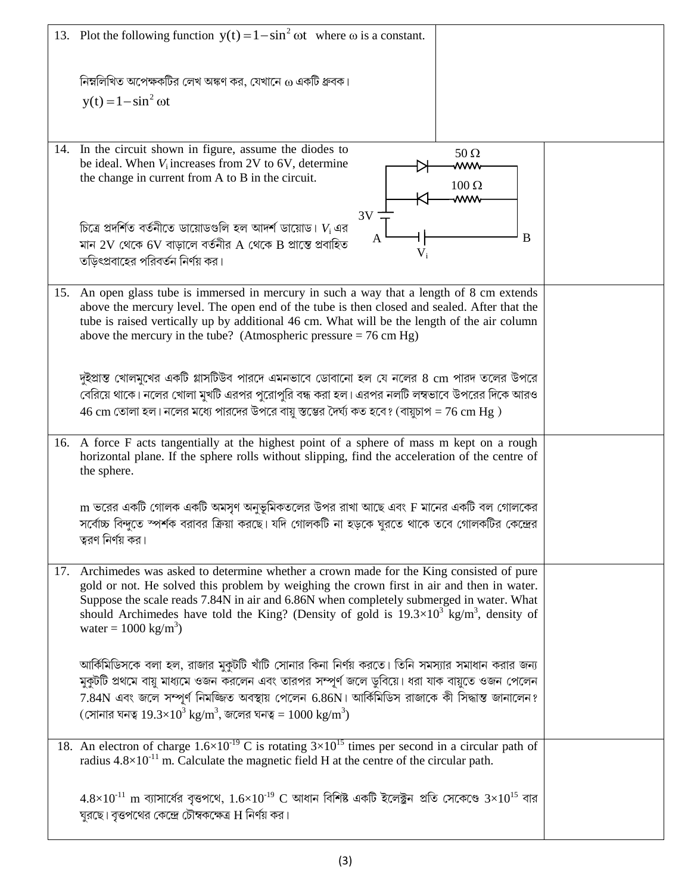13. Plot the following function $y(t) = 1 - \sin^2 \omega t$ where $\omega$ is a constant.

নিম্নলিখিত অপেক্ষকটির লেখ অঙ্কণ কর, যেখানে $\omega$ একটি ধ্রুবক।
$y(t) = 1 - \sin^2 \omega t$

14. In the circuit shown in figure, assume the diodes to be ideal. When $V_i$ increases from 2V to 6V, determine the change in current from A to B in the circuit.

চিত্রে প্রদর্শিত বর্তনীতে ডায়োডগুলি হল আদর্শ ডায়োড। $V_i$ এর মান 2V থেকে 6V বাড়ালে বর্তনীর A থেকে B প্রান্তে প্রবাহিত তড়িৎপ্রবাহের পরিবর্তন নির্ণয় কর।

50 Ω, 100 Ω, 3V, A, B, $V_i$

15. An open glass tube is immersed in mercury in such a way that a length of 8 cm extends above the mercury level. The open end of the tube is then closed and sealed. After that the tube is raised vertically up by additional 46 cm. What will be the length of the air column above the mercury in the tube? (Atmospheric pressure = 76 cm Hg)

দুইপ্রান্ত খোলমুখের একটি গ্লাসটিউব পারদে এমনভাবে ডোবানো হল যে নলের 8 cm পারদ তলের উপরে বেরিয়ে থাকে। নলের খোলা মুখটি এরপর পুরোপুরি বন্ধ করা হল। এরপর নলটি লম্বভাবে উপরের দিকে আরও 46 cm তোলা হল। নলের মধ্যে পারদের উপরে বায়ু স্তম্ভের দৈর্ঘ্য কত হবে? (বায়ুচাপ = 76 cm Hg )

16. A force F acts tangentially at the highest point of a sphere of mass m kept on a rough horizontal plane. If the sphere rolls without slipping, find the acceleration of the centre of the sphere.

m ভরের একটি গোলক একটি অমসৃণ অনুভূমিকতলের উপর রাখা আছে এবং F মানের একটি বল গোলকের সর্বোচ্চ বিন্দুতে স্পর্শক বরাবর ক্রিয়া করছে। যদি গোলকটি না হড়কে ঘুরতে থাকে তবে গোলকটির কেন্দ্রের ত্বরণ নির্ণয় কর।

17. Archimedes was asked to determine whether a crown made for the King consisted of pure gold or not. He solved this problem by weighing the crown first in air and then in water. Suppose the scale reads 7.84N in air and 6.86N when completely submerged in water. What should Archimedes have told the King? (Density of gold is $19.3 \times 10^3$ kg/m$^3$, density of water = 1000 kg/m$^3$)

আর্কিমিডিসকে বলা হল, রাজার মুকুটটি খাঁটি সোনার কিনা নির্ণয় করতে। তিনি সমস্যার সমাধান করার জন্য মুকুটটি প্রথমে বায়ু মাধ্যমে ওজন করলেন এবং তারপর সম্পূর্ণ জলে ডুবিয়ে। ধরা যাক বায়ুতে ওজন পেলেন 7.84N এবং জলে সম্পূর্ণ নিমজ্জিত অবস্থায় পেলেন 6.86N। আর্কিমিডিস রাজাকে কী সিদ্ধান্ত জানালেন? (সোনার ঘনত্ব $19.3 \times 10^3$ kg/m$^3$, জলের ঘনত্ব = 1000 kg/m$^3$)

18. An electron of charge $1.6 \times 10^{-19}$ C is rotating $3 \times 10^{15}$ times per second in a circular path of radius $4.8 \times 10^{-11}$ m. Calculate the magnetic field H at the centre of the circular path.

$4.8 \times 10^{-11}$ m ব্যাসার্ধের বৃত্তপথে, $1.6 \times 10^{-19}$ C আধান বিশিষ্ট একটি ইলেক্ট্রন প্রতি সেকেণ্ডে $3 \times 10^{15}$ বার ঘুরছে। বৃত্তপথের কেন্দ্রে চৌম্বকক্ষেত্র H নির্ণয় কর।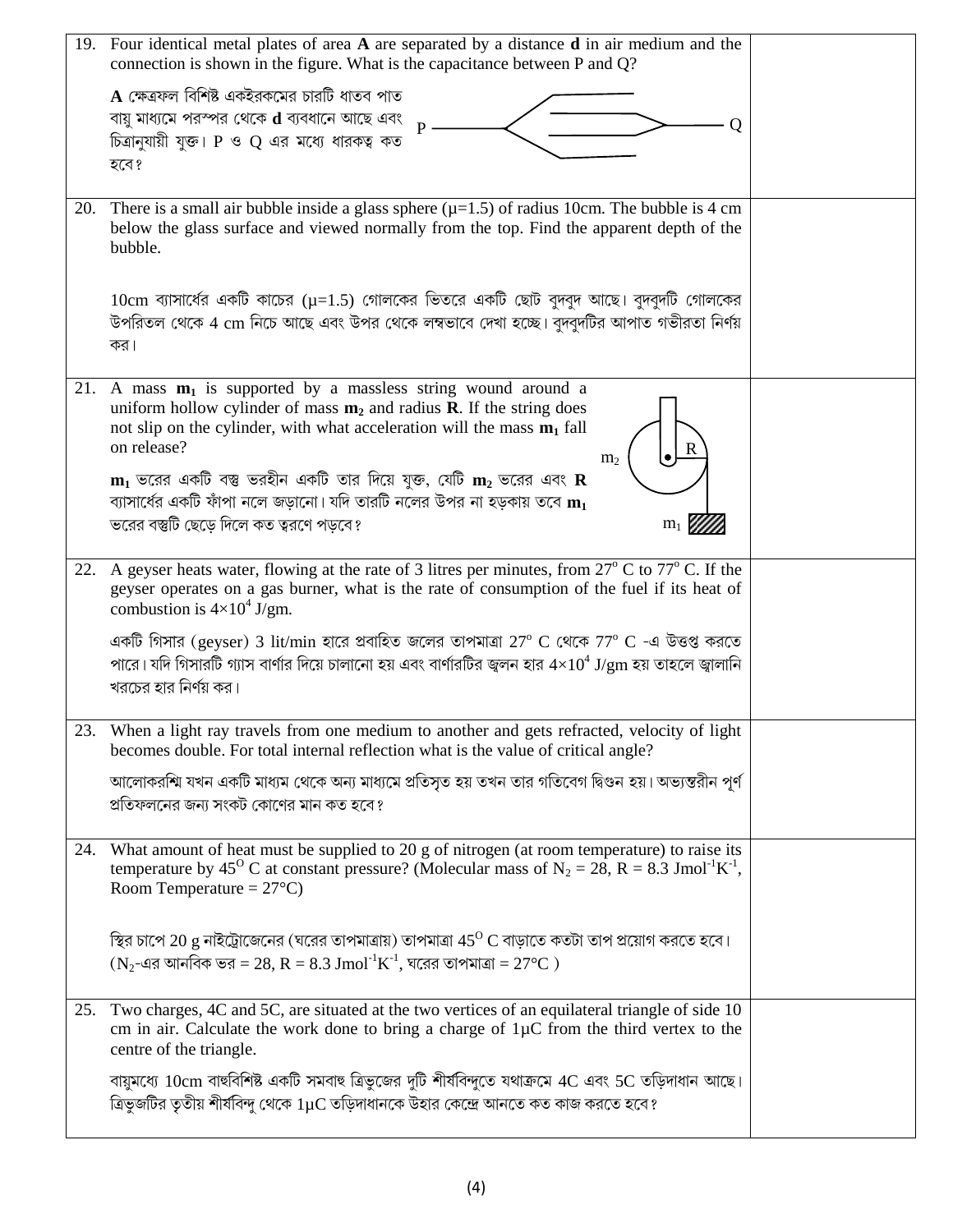| | | |
|---|---|---|
| 19. | Four identical metal plates of area **A** are separated by a distance **d** in air medium and the connection is shown in the figure. What is the capacitance between P and Q?<br><br>**A** ক্ষেত্রফল বিশিষ্ট একইরকমের চারটি ধাতব পাত বায়ু মাধ্যমে পরস্পর থেকে **d** ব্যবধানে আছে এবং চিত্রানুযায়ী যুক্ত। P ও Q এর মধ্যে ধারকত্ব কত হবে?<br><br>P Q | |
| 20. | There is a small air bubble inside a glass sphere ($\mu$=1.5) of radius 10cm. The bubble is 4 cm below the glass surface and viewed normally from the top. Find the apparent depth of the bubble.<br><br>10cm ব্যাসার্ধের একটি কাচের ($\mu$=1.5) গোলকের ভিতরে একটি ছোট বুদবুদ আছে। বুদবুদটি গোলকের উপরিতল থেকে 4 cm নিচে আছে এবং উপর থেকে লম্বভাবে দেখা হচ্ছে। বুদবুদটির আপাত গভীরতা নির্ণয় কর। | |
| 21. | A mass $\mathbf{m_1}$ is supported by a massless string wound around a uniform hollow cylinder of mass $\mathbf{m_2}$ and radius **R**. If the string does not slip on the cylinder, with what acceleration will the mass $\mathbf{m_1}$ fall on release?<br><br>$\mathbf{m_1}$ ভরের একটি বস্তু ভরহীন একটি তার দিয়ে যুক্ত, যেটি $\mathbf{m_2}$ ভরের এবং **R** ব্যাসার্ধের একটি ফাঁপা নলে জড়ানো। যদি তারটি নলের উপর না হড়কায় তবে $\mathbf{m_1}$ ভরের বস্তুটি ছেড়ে দিলে কত ত্বরণে পড়বে?<br><br>R $m_2$ $m_1$ | |
| 22. | A geyser heats water, flowing at the rate of 3 litres per minutes, from 27$^o$ C to 77$^o$ C. If the geyser operates on a gas burner, what is the rate of consumption of the fuel if its heat of combustion is $4\times10^4$ J/gm.<br><br>একটি গিসার (geyser) 3 lit/min হারে প্রবাহিত জলের তাপমাত্রা 27$^o$ C থেকে 77$^o$ C -এ উত্তপ্ত করতে পারে। যদি গিসারটি গ্যাস বার্ণার দিয়ে চালানো হয় এবং বার্ণারটির জ্বলন হার $4\times10^4$ J/gm হয় তাহলে জ্বালানি খরচের হার নির্ণয় কর। | |
| 23. | When a light ray travels from one medium to another and gets refracted, velocity of light becomes double. For total internal reflection what is the value of critical angle?<br><br>আলোকরশ্মি যখন একটি মাধ্যম থেকে অন্য মাধ্যমে প্রতিসৃত হয় তখন তার গতিবেগ দ্বিগুন হয়। অভ্যন্তরীন পূর্ণ প্রতিফলনের জন্য সংকট কোণের মান কত হবে? | |
| 24. | What amount of heat must be supplied to 20 g of nitrogen (at room temperature) to raise its temperature by 45$^O$ C at constant pressure? (Molecular mass of $N_2$ = 28, R = 8.3 Jmol$^{-1}$K$^{-1}$, Room Temperature = 27°C)<br><br>স্থির চাপে 20 g নাইট্রোজেনের (ঘরের তাপমাত্রায়) তাপমাত্রা 45$^O$ C বাড়াতে কতটা তাপ প্রয়োগ করতে হবে। ($N_2$-এর আনবিক ভর = 28, R = 8.3 Jmol$^{-1}$K$^{-1}$, ঘরের তাপমাত্রা = 27°C ) | |
| 25. | Two charges, 4C and 5C, are situated at the two vertices of an equilateral triangle of side 10 cm in air. Calculate the work done to bring a charge of 1μC from the third vertex to the centre of the triangle.<br><br>বায়ুমধ্যে 10cm বাহুবিশিষ্ট একটি সমবাহু ত্রিভুজের দুটি শীর্ষবিন্দুতে যথাক্রমে 4C এবং 5C তড়িদাধান আছে। ত্রিভুজটির তৃতীয় শীর্ষবিন্দু থেকে 1μC তড়িদাধানকে উহার কেন্দ্রে আনতে কত কাজ করতে হবে? | |